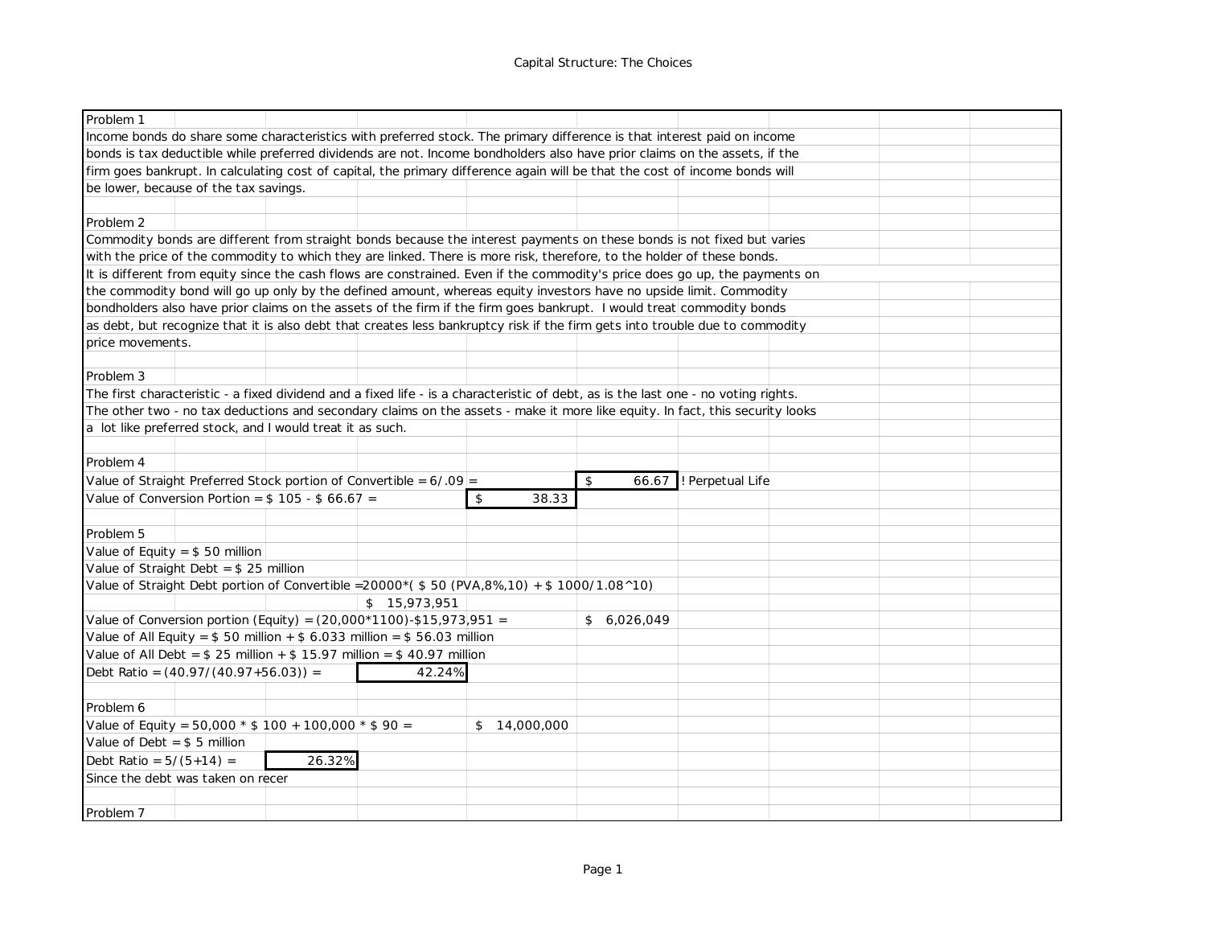Capital Structure: The Choices

Problem 1

Income bonds do share some characteristics with preferred stock. The primary difference is that interest paid on income bonds is tax deductible while preferred dividends are not. Income bondholders also have prior claims on the assets, if the firm goes bankrupt. In calculating cost of capital, the primary difference again will be that the cost of income bonds will be lower, because of the tax savings.

Problem 2

Commodity bonds are different from straight bonds because the interest payments on these bonds is not fixed but varies with the price of the commodity to which they are linked. There is more risk, therefore, to the holder of these bonds. It is different from equity since the cash flows are constrained. Even if the commodity's price does go up, the payments on the commodity bond will go up only by the defined amount, whereas equity investors have no upside limit. Commodity bondholders also have prior claims on the assets of the firm if the firm goes bankrupt. I would treat commodity bonds as debt, but recognize that it is also debt that creates less bankruptcy risk if the firm gets into trouble due to commodity price movements.

Problem 3

The first characteristic - a fixed dividend and a fixed life - is a characteristic of debt, as is the last one - no voting rights. The other two - no tax deductions and secondary claims on the assets - make it more like equity. In fact, this security looks a lot like preferred stock, and I would treat it as such.

Problem 4

Value of Straight Preferred Stock portion of Convertible = 6/.09 = **$ 66.67** ! Perpetual Life

Value of Conversion Portion = $ 105 - $ 66.67 = **$ 38.33**

Problem 5

Value of Equity = $ 50 million

Value of Straight Debt = $ 25 million

Value of Straight Debt portion of Convertible = 20000*( $ 50 (PVA,8%,10) + $ 1000/1.08^10)

$ 15,973,951

Value of Conversion portion (Equity) = (20,000*1100)-$15,973,951 = $ 6,026,049

Value of All Equity = $ 50 million + $ 6.033 million = $ 56.03 million

Value of All Debt = $ 25 million + $ 15.97 million = $ 40.97 million

Debt Ratio = (40.97/(40.97+56.03)) = **42.24%**

Problem 6

Value of Equity = 50,000 * $ 100 + 100,000 * $ 90 = $ 14,000,000

Value of Debt = $ 5 million

Debt Ratio = 5/(5+14) = **26.32%**

Since the debt was taken on recer

Problem 7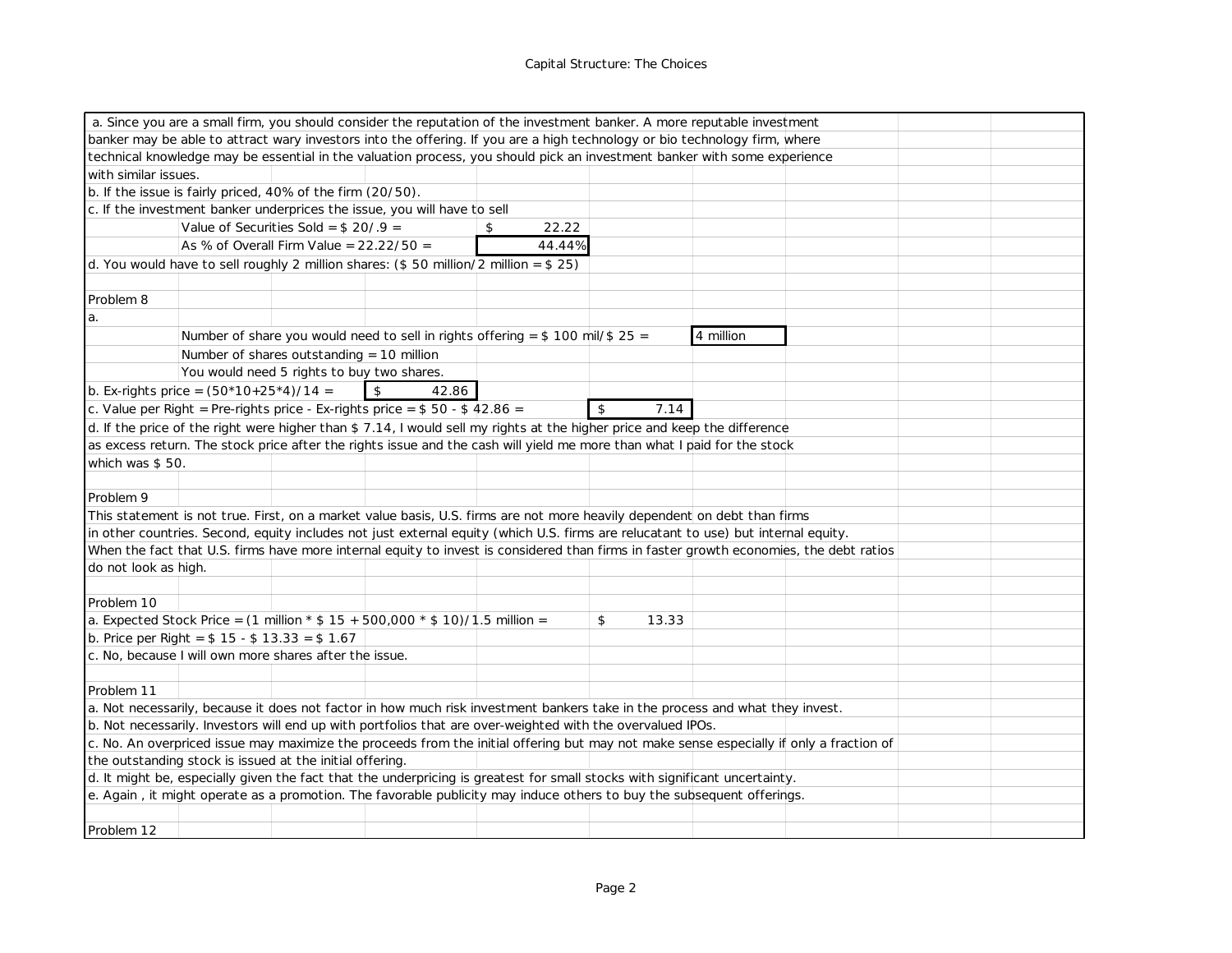a. Since you are a small firm, you should consider the reputation of the investment banker. A more reputable investment banker may be able to attract wary investors into the offering. If you are a high technology or bio technology firm, where technical knowledge may be essential in the valuation process, you should pick an investment banker with some experience with similar issues.

b. If the issue is fairly priced, 40% of the firm (20/50).

c. If the investment banker underprices the issue, you will have to sell

| | | |
|---|---|---|
| Value of Securities Sold = \$ 20/.9 = | \$ | 22.22 |
| As % of Overall Firm Value = 22.22/50 = | | 44.44% |

d. You would have to sell roughly 2 million shares: (\$ 50 million/2 million = \$ 25)

Problem 8

a.

| | |
|---|---|
| Number of share you would need to sell in rights offering = \$ 100 mil/\$ 25 = | 4 million |
| Number of shares outstanding = 10 million | |
| You would need 5 rights to buy two shares. | |

b. Ex-rights price = (50\*10+25\*4)/14 = \$ 42.86

c. Value per Right = Pre-rights price - Ex-rights price = \$ 50 - \$ 42.86 = \$ 7.14

d. If the price of the right were higher than \$ 7.14, I would sell my rights at the higher price and keep the difference as excess return. The stock price after the rights issue and the cash will yield me more than what I paid for the stock which was \$ 50.

Problem 9

This statement is not true. First, on a market value basis, U.S. firms are not more heavily dependent on debt than firms in other countries. Second, equity includes not just external equity (which U.S. firms are relucatant to use) but internal equity. When the fact that U.S. firms have more internal equity to invest is considered than firms in faster growth economies, the debt ratios do not look as high.

Problem 10

a. Expected Stock Price = (1 million \* \$ 15 + 500,000 \* \$ 10)/1.5 million = \$ 13.33

b. Price per Right = \$ 15 - \$ 13.33 = \$ 1.67

c. No, because I will own more shares after the issue.

Problem 11

a. Not necessarily, because it does not factor in how much risk investment bankers take in the process and what they invest.

b. Not necessarily. Investors will end up with portfolios that are over-weighted with the overvalued IPOs.

c. No. An overpriced issue may maximize the proceeds from the initial offering but may not make sense especially if only a fraction of the outstanding stock is issued at the initial offering.

d. It might be, especially given the fact that the underpricing is greatest for small stocks with significant uncertainty.

e. Again , it might operate as a promotion. The favorable publicity may induce others to buy the subsequent offerings.

Problem 12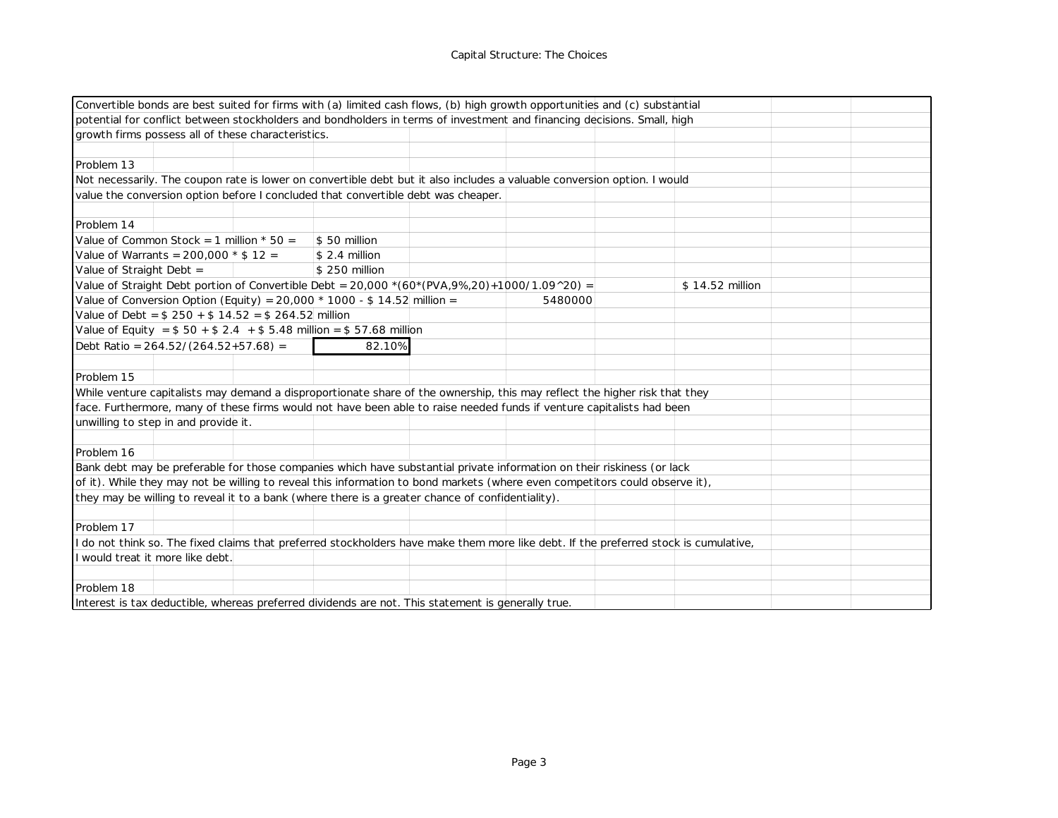Convertible bonds are best suited for firms with (a) limited cash flows, (b) high growth opportunities and (c) substantial potential for conflict between stockholders and bondholders in terms of investment and financing decisions. Small, high growth firms possess all of these characteristics.

Problem 13

Not necessarily. The coupon rate is lower on convertible debt but it also includes a valuable conversion option. I would value the conversion option before I concluded that convertible debt was cheaper.

Problem 14

| | |
|---|---|
| Value of Common Stock = 1 million * 50 = | $ 50 million |
| Value of Warrants = 200,000 * $ 12 = | $ 2.4 million |
| Value of Straight Debt = | $ 250 million |
| Value of Straight Debt portion of Convertible Debt = 20,000 *(60*(PVA,9%,20)+1000/1.09^20) = | $ 14.52 million |
| Value of Conversion Option (Equity) = 20,000 * 1000 - $ 14.52 million = | 5480000 |
| Value of Debt = $ 250 + $ 14.52 = $ 264.52 million | |
| Value of Equity = $ 50 + $ 2.4 + $ 5.48 million = $ 57.68 million | |
| Debt Ratio = 264.52/(264.52+57.68) = | 82.10% |

Problem 15

While venture capitalists may demand a disproportionate share of the ownership, this may reflect the higher risk that they face. Furthermore, many of these firms would not have been able to raise needed funds if venture capitalists had been unwilling to step in and provide it.

Problem 16

Bank debt may be preferable for those companies which have substantial private information on their riskiness (or lack of it). While they may not be willing to reveal this information to bond markets (where even competitors could observe it), they may be willing to reveal it to a bank (where there is a greater chance of confidentiality).

Problem 17

I do not think so. The fixed claims that preferred stockholders have make them more like debt. If the preferred stock is cumulative, I would treat it more like debt.

Problem 18

Interest is tax deductible, whereas preferred dividends are not. This statement is generally true.